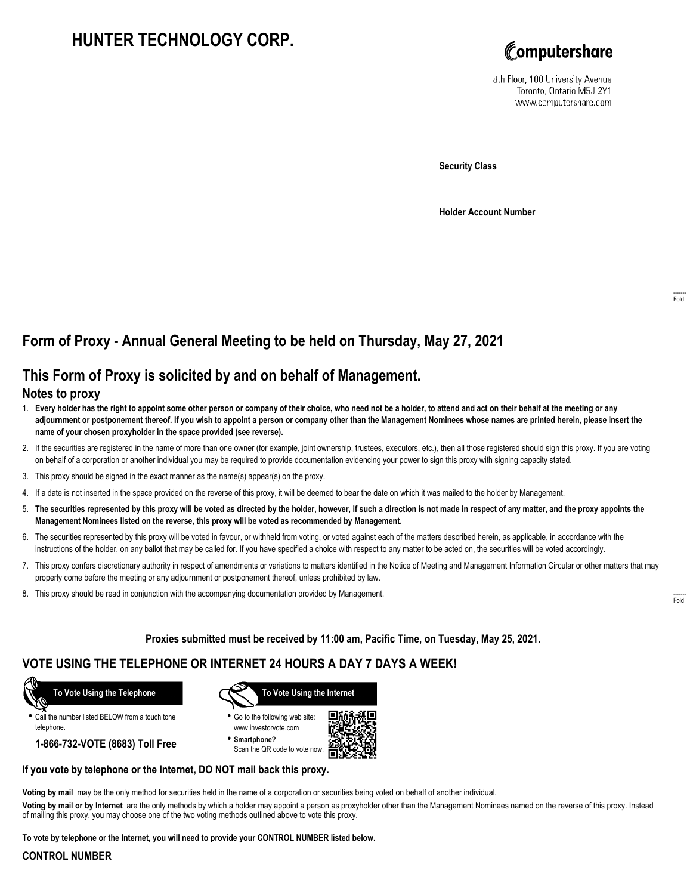# HUNTER TECHNOLOGY CORP.

Computershare

8th Floor, 100 University Avenue
Toronto, Ontario M5J 2Y1
www.computershare.com

**Security Class**

**Holder Account Number**

Fold

## Form of Proxy - Annual General Meeting to be held on Thursday, May 27, 2021

## This Form of Proxy is solicited by and on behalf of Management.

### Notes to proxy

1. **Every holder has the right to appoint some other person or company of their choice, who need not be a holder, to attend and act on their behalf at the meeting or any adjournment or postponement thereof. If you wish to appoint a person or company other than the Management Nominees whose names are printed herein, please insert the name of your chosen proxyholder in the space provided (see reverse).**
2. If the securities are registered in the name of more than one owner (for example, joint ownership, trustees, executors, etc.), then all those registered should sign this proxy. If you are voting on behalf of a corporation or another individual you may be required to provide documentation evidencing your power to sign this proxy with signing capacity stated.
3. This proxy should be signed in the exact manner as the name(s) appear(s) on the proxy.
4. If a date is not inserted in the space provided on the reverse of this proxy, it will be deemed to bear the date on which it was mailed to the holder by Management.
5. **The securities represented by this proxy will be voted as directed by the holder, however, if such a direction is not made in respect of any matter, and the proxy appoints the Management Nominees listed on the reverse, this proxy will be voted as recommended by Management.**
6. The securities represented by this proxy will be voted in favour, or withheld from voting, or voted against each of the matters described herein, as applicable, in accordance with the instructions of the holder, on any ballot that may be called for. If you have specified a choice with respect to any matter to be acted on, the securities will be voted accordingly.
7. This proxy confers discretionary authority in respect of amendments or variations to matters identified in the Notice of Meeting and Management Information Circular or other matters that may properly come before the meeting or any adjournment or postponement thereof, unless prohibited by law.
8. This proxy should be read in conjunction with the accompanying documentation provided by Management.

Fold

**Proxies submitted must be received by 11:00 am, Pacific Time, on Tuesday, May 25, 2021.**

## VOTE USING THE TELEPHONE OR INTERNET 24 HOURS A DAY 7 DAYS A WEEK!

**To Vote Using the Telephone**

- Call the number listed BELOW from a touch tone telephone.

**1-866-732-VOTE (8683) Toll Free**

**To Vote Using the Internet**

- Go to the following web site: www.investorvote.com
- **Smartphone?** Scan the QR code to vote now.

**If you vote by telephone or the Internet, DO NOT mail back this proxy.**

**Voting by mail** may be the only method for securities held in the name of a corporation or securities being voted on behalf of another individual.

**Voting by mail or by Internet** are the only methods by which a holder may appoint a person as proxyholder other than the Management Nominees named on the reverse of this proxy. Instead of mailing this proxy, you may choose one of the two voting methods outlined above to vote this proxy.

**To vote by telephone or the Internet, you will need to provide your CONTROL NUMBER listed below.**

**CONTROL NUMBER**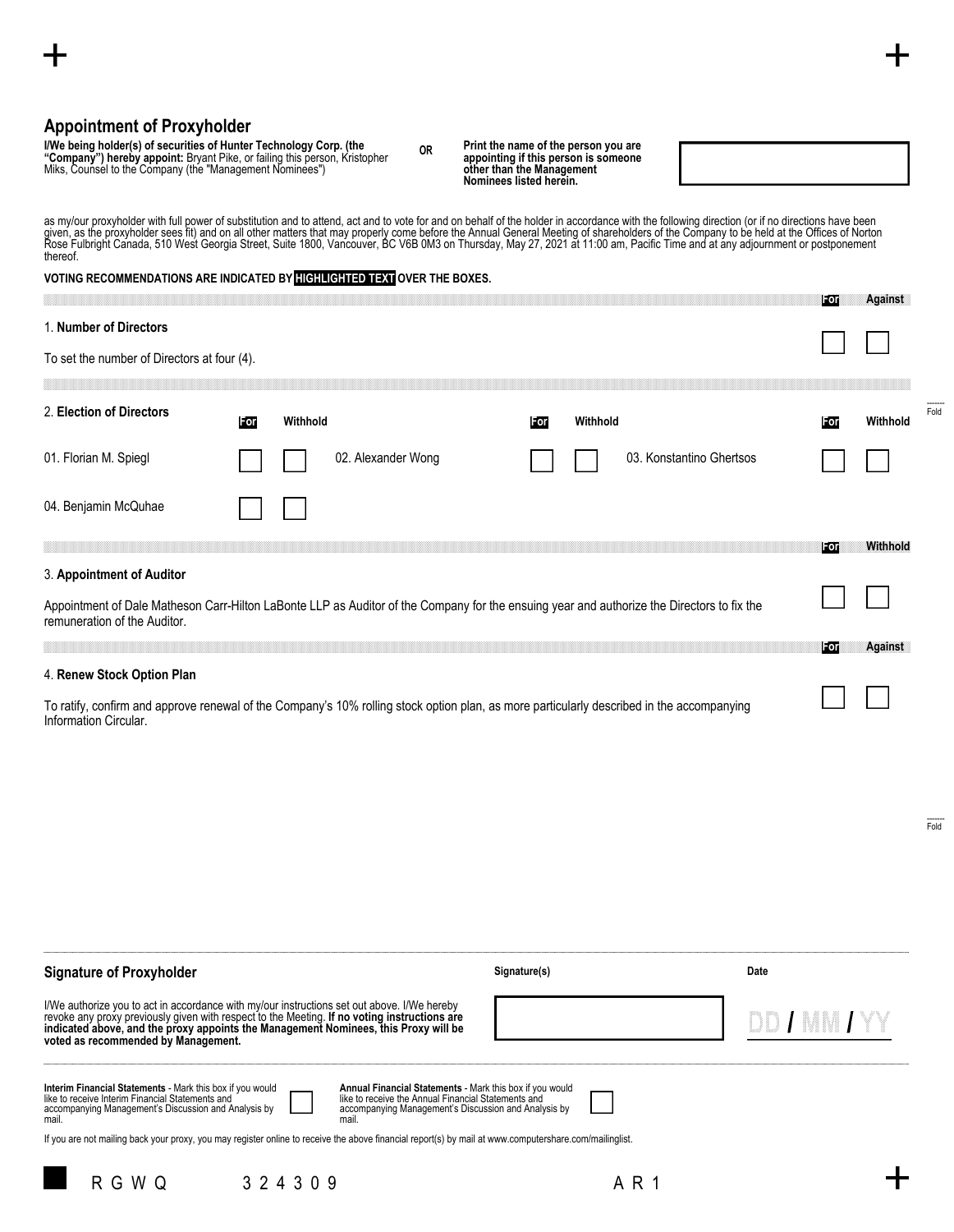## Appointment of Proxyholder

**I/We being holder(s) of securities of Hunter Technology Corp. (the "Company") hereby appoint:** Bryant Pike, or failing this person, Kristopher Miks, Counsel to the Company (the "Management Nominees")

**OR**

**Print the name of the person you are appointing if this person is someone other than the Management Nominees listed herein.**

as my/our proxyholder with full power of substitution and to attend, act and to vote for and on behalf of the holder in accordance with the following direction (or if no directions have been given, as the proxyholder sees fit) and on all other matters that may properly come before the Annual General Meeting of shareholders of the Company to be held at the Offices of Norton Rose Fulbright Canada, 510 West Georgia Street, Suite 1800, Vancouver, BC V6B 0M3 on Thursday, May 27, 2021 at 11:00 am, Pacific Time and at any adjournment or postponement thereof.

**VOTING RECOMMENDATIONS ARE INDICATED BY HIGHLIGHTED TEXT OVER THE BOXES.**

| | For | Against |
|---|---|---|
| 1. **Number of Directors**<br>To set the number of Directors at four (4). | ☐ | ☐ |

2. **Election of Directors**

| | For | Withhold | | For | Withhold | | For | Withhold |
|---|---|---|---|---|---|---|---|---|
| 01. Florian M. Spiegl | ☐ | ☐ | 02. Alexander Wong | ☐ | ☐ | 03. Konstantino Ghertsos | ☐ | ☐ |
| 04. Benjamin McQuhae | ☐ | ☐ | | | | | | |

| | For | Withhold |
|---|---|---|
| 3. **Appointment of Auditor**<br>Appointment of Dale Matheson Carr-Hilton LaBonte LLP as Auditor of the Company for the ensuing year and authorize the Directors to fix the remuneration of the Auditor. | ☐ | ☐ |

| | For | Against |
|---|---|---|
| 4. **Renew Stock Option Plan**<br>To ratify, confirm and approve renewal of the Company's 10% rolling stock option plan, as more particularly described in the accompanying Information Circular. | ☐ | ☐ |

## Signature of Proxyholder

I/We authorize you to act in accordance with my/our instructions set out above. I/We hereby revoke any proxy previously given with respect to the Meeting. **If no voting instructions are indicated above, and the proxy appoints the Management Nominees, this Proxy will be voted as recommended by Management.**

**Signature(s)**

**Date**

DD / MM / YY

**Interim Financial Statements** - Mark this box if you would like to receive Interim Financial Statements and accompanying Management's Discussion and Analysis by mail. ☐

**Annual Financial Statements** - Mark this box if you would like to receive the Annual Financial Statements and accompanying Management's Discussion and Analysis by mail. ☐

If you are not mailing back your proxy, you may register online to receive the above financial report(s) by mail at www.computershare.com/mailinglist.

R G W Q 3 2 4 3 0 9 A R 1